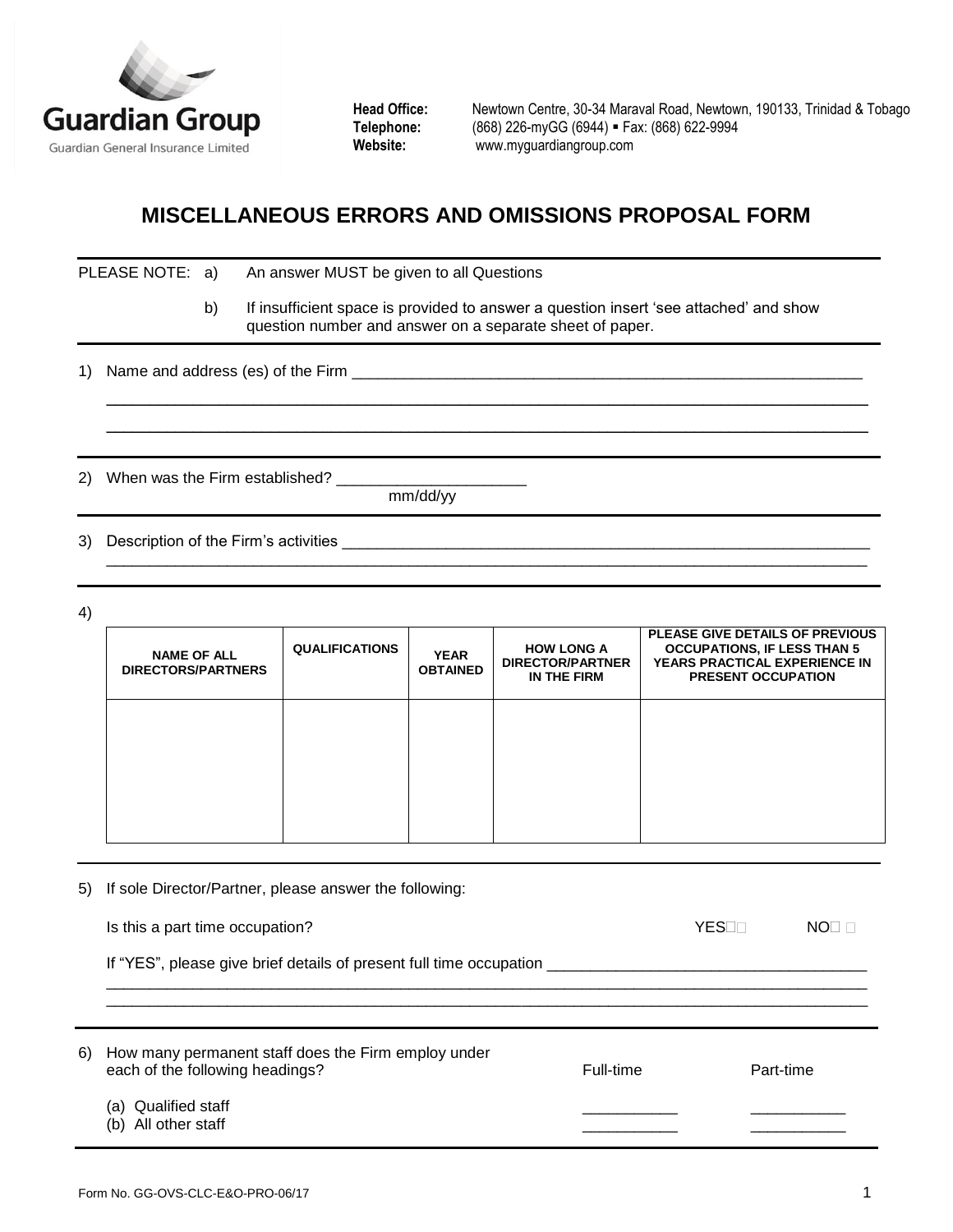Guardian Group
Guardian General Insurance Limited

**Head Office:** Newtown Centre, 30-34 Maraval Road, Newtown, 190133, Trinidad & Tobago
**Telephone:** (868) 226-myGG (6944) ▪ Fax: (868) 622-9994
**Website:** www.myguardiangroup.com

# MISCELLANEOUS ERRORS AND OMISSIONS PROPOSAL FORM

PLEASE NOTE:
a) An answer MUST be given to all Questions
b) If insufficient space is provided to answer a question insert 'see attached' and show question number and answer on a separate sheet of paper.

1) Name and address (es) of the Firm ______________________________________________

______________________________________________

______________________________________________

2) When was the Firm established? ______________________
mm/dd/yy

3) Description of the Firm's activities ______________________________________________

______________________________________________

4)

| NAME OF ALL DIRECTORS/PARTNERS | QUALIFICATIONS | YEAR OBTAINED | HOW LONG A DIRECTOR/PARTNER IN THE FIRM | PLEASE GIVE DETAILS OF PREVIOUS OCCUPATIONS, IF LESS THAN 5 YEARS PRACTICAL EXPERIENCE IN PRESENT OCCUPATION |
|---|---|---|---|---|
| | | | | |

5) If sole Director/Partner, please answer the following:

Is this a part time occupation? YES☐ NO☐

If "YES", please give brief details of present full time occupation ______________________________________________

______________________________________________

______________________________________________

6) How many permanent staff does the Firm employ under each of the following headings?

| | Full-time | Part-time |
|---|---|---|
| (a) Qualified staff | ___________ | ___________ |
| (b) All other staff | ___________ | ___________ |

Form No. GG-OVS-CLC-E&O-PRO-06/17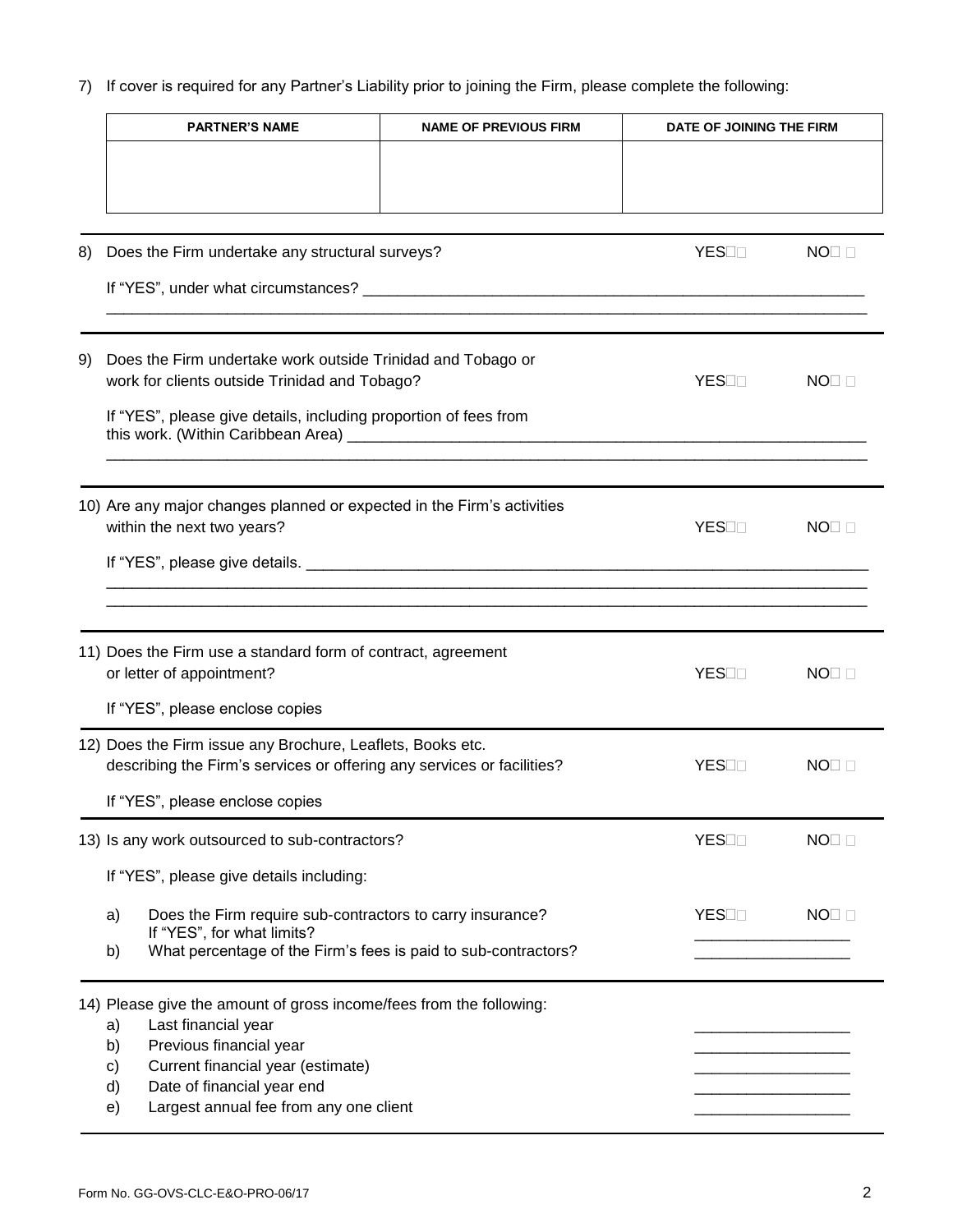7) If cover is required for any Partner's Liability prior to joining the Firm, please complete the following:

| PARTNER'S NAME | NAME OF PREVIOUS FIRM | DATE OF JOINING THE FIRM |
|---|---|---|
| | | |

8) Does the Firm undertake any structural surveys? YES☐ NO☐

If "YES", under what circumstances? ______________________________________________________________

______________________________________________________________

9) Does the Firm undertake work outside Trinidad and Tobago or work for clients outside Trinidad and Tobago? YES☐ NO☐

If "YES", please give details, including proportion of fees from this work. (Within Caribbean Area) ______________________________________________________________

______________________________________________________________

10) Are any major changes planned or expected in the Firm's activities within the next two years? YES☐ NO☐

If "YES", please give details. ______________________________________________________________

______________________________________________________________

______________________________________________________________

11) Does the Firm use a standard form of contract, agreement or letter of appointment? YES☐ NO☐

If "YES", please enclose copies

12) Does the Firm issue any Brochure, Leaflets, Books etc. describing the Firm's services or offering any services or facilities? YES☐ NO☐

If "YES", please enclose copies

13) Is any work outsourced to sub-contractors? YES☐ NO☐

If "YES", please give details including:

a) Does the Firm require sub-contractors to carry insurance? YES☐ NO☐
   If "YES", for what limits? ________________
b) What percentage of the Firm's fees is paid to sub-contractors? ________________

14) Please give the amount of gross income/fees from the following:

a) Last financial year ________________
b) Previous financial year ________________
c) Current financial year (estimate) ________________
d) Date of financial year end ________________
e) Largest annual fee from any one client ________________

Form No. GG-OVS-CLC-E&O-PRO-06/17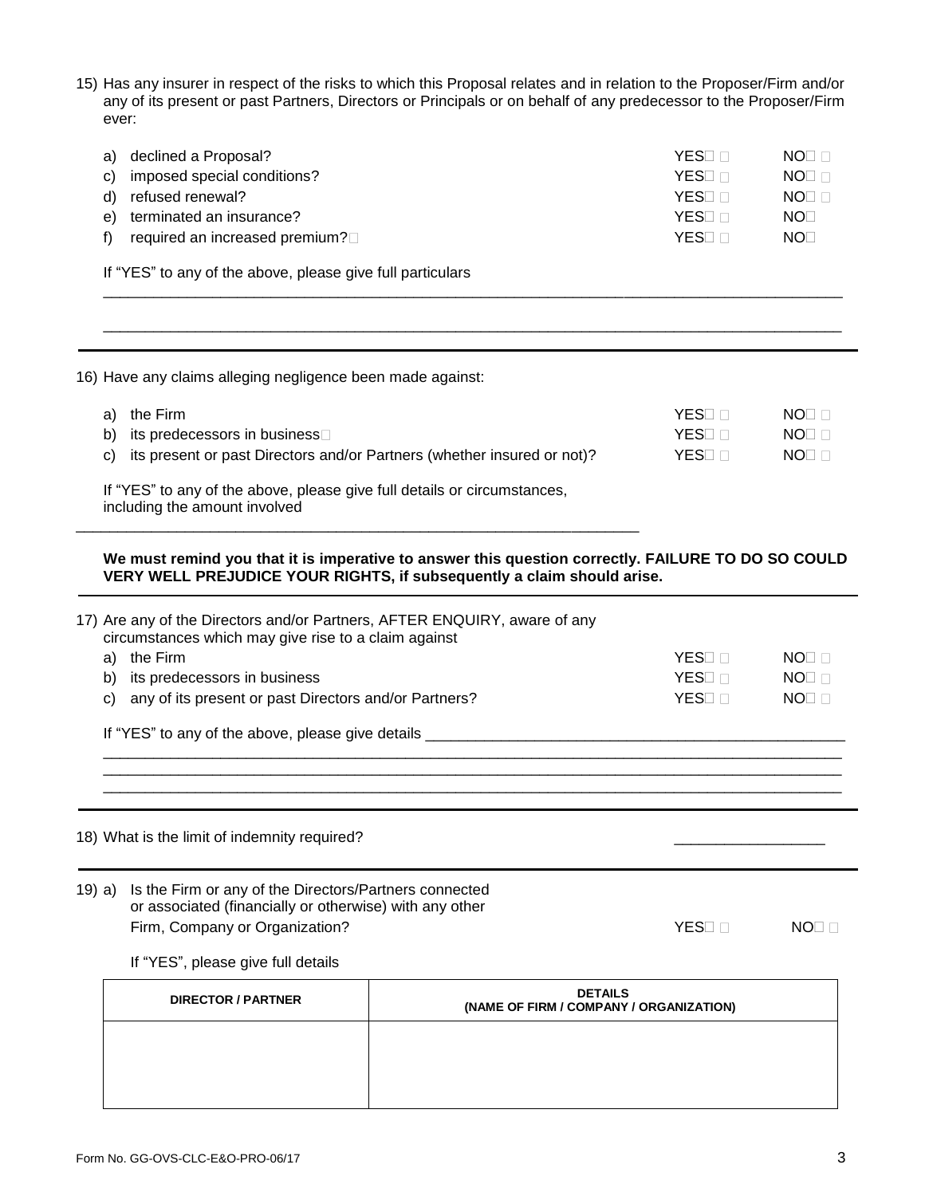15) Has any insurer in respect of the risks to which this Proposal relates and in relation to the Proposer/Firm and/or any of its present or past Partners, Directors or Principals or on behalf of any predecessor to the Proposer/Firm ever:

a) declined a Proposal? YES☐ NO☐
c) imposed special conditions? YES☐ NO☐
d) refused renewal? YES☐ NO☐
e) terminated an insurance? YES☐ NO☐
f) required an increased premium? YES☐ NO☐

If "YES" to any of the above, please give full particulars

_______________________________________________________________________________

_______________________________________________________________________________

16) Have any claims alleging negligence been made against:

a) the Firm YES☐ NO☐
b) its predecessors in business YES☐ NO☐
c) its present or past Directors and/or Partners (whether insured or not)? YES☐ NO☐

If "YES" to any of the above, please give full details or circumstances, including the amount involved

_______________________________________________________________________________

**We must remind you that it is imperative to answer this question correctly. FAILURE TO DO SO COULD VERY WELL PREJUDICE YOUR RIGHTS, if subsequently a claim should arise.**

17) Are any of the Directors and/or Partners, AFTER ENQUIRY, aware of any circumstances which may give rise to a claim against

a) the Firm YES☐ NO☐
b) its predecessors in business YES☐ NO☐
c) any of its present or past Directors and/or Partners? YES☐ NO☐

If "YES" to any of the above, please give details _______________________________

_______________________________________________________________________________
_______________________________________________________________________________
_______________________________________________________________________________

18) What is the limit of indemnity required? _________________

19) a) Is the Firm or any of the Directors/Partners connected or associated (financially or otherwise) with any other Firm, Company or Organization? YES☐ NO☐

If "YES", please give full details

| DIRECTOR / PARTNER | DETAILS (NAME OF FIRM / COMPANY / ORGANIZATION) |
|---|---|
| | |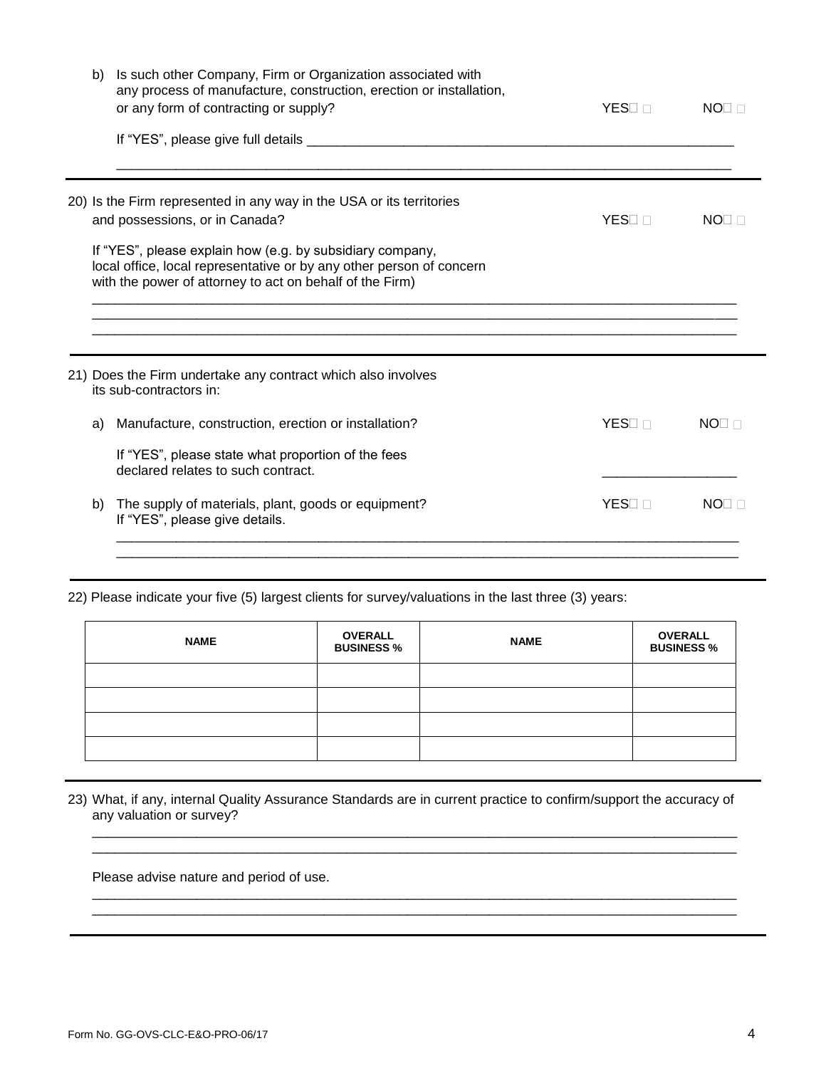b) Is such other Company, Firm or Organization associated with any process of manufacture, construction, erection or installation, or any form of contracting or supply? YES ☐ NO ☐

If "YES", please give full details ____________________________________________

_______________________________________________________________________________

---

20) Is the Firm represented in any way in the USA or its territories and possessions, or in Canada? YES ☐ NO ☐

If "YES", please explain how (e.g. by subsidiary company, local office, local representative or by any other person of concern with the power of attorney to act on behalf of the Firm)

_______________________________________________________________________________

_______________________________________________________________________________

_______________________________________________________________________________

---

21) Does the Firm undertake any contract which also involves its sub-contractors in:

a) Manufacture, construction, erection or installation? YES ☐ NO ☐

If "YES", please state what proportion of the fees declared relates to such contract. _________________

b) The supply of materials, plant, goods or equipment? YES ☐ NO ☐
If "YES", please give details.

_______________________________________________________________________________

_______________________________________________________________________________

---

22) Please indicate your five (5) largest clients for survey/valuations in the last three (3) years:

| NAME | OVERALL BUSINESS % | NAME | OVERALL BUSINESS % |
|---|---|---|---|
| | | | |
| | | | |
| | | | |
| | | | |

---

23) What, if any, internal Quality Assurance Standards are in current practice to confirm/support the accuracy of any valuation or survey?

_______________________________________________________________________________

_______________________________________________________________________________

Please advise nature and period of use.

_______________________________________________________________________________

_______________________________________________________________________________

Form No. GG-OVS-CLC-E&O-PRO-06/17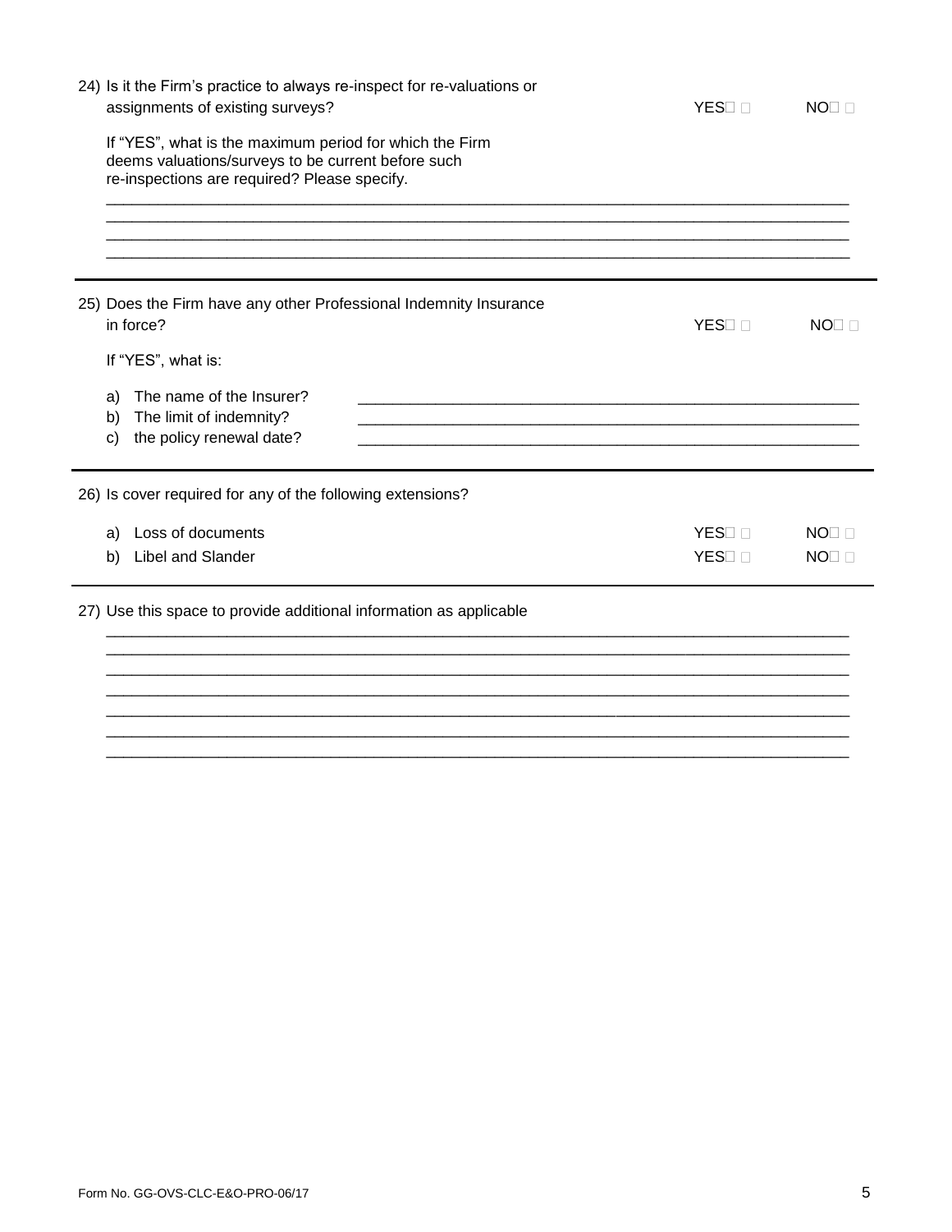24) Is it the Firm's practice to always re-invest for re-valuations or assignments of existing surveys? YES☐ NO☐

If "YES", what is the maximum period for which the Firm deems valuations/surveys to be current before such re-inspections are required? Please specify.

\_\_\_\_\_\_\_\_\_\_\_\_\_\_\_\_\_\_\_\_\_\_\_\_\_\_\_\_\_\_\_\_\_\_\_\_\_\_\_\_\_\_\_\_\_\_\_\_\_\_\_\_\_\_\_\_\_\_\_\_\_\_\_\_\_\_\_\_\_\_\_\_\_\_\_\_\_\_
\_\_\_\_\_\_\_\_\_\_\_\_\_\_\_\_\_\_\_\_\_\_\_\_\_\_\_\_\_\_\_\_\_\_\_\_\_\_\_\_\_\_\_\_\_\_\_\_\_\_\_\_\_\_\_\_\_\_\_\_\_\_\_\_\_\_\_\_\_\_\_\_\_\_\_\_\_\_
\_\_\_\_\_\_\_\_\_\_\_\_\_\_\_\_\_\_\_\_\_\_\_\_\_\_\_\_\_\_\_\_\_\_\_\_\_\_\_\_\_\_\_\_\_\_\_\_\_\_\_\_\_\_\_\_\_\_\_\_\_\_\_\_\_\_\_\_\_\_\_\_\_\_\_\_\_\_
\_\_\_\_\_\_\_\_\_\_\_\_\_\_\_\_\_\_\_\_\_\_\_\_\_\_\_\_\_\_\_\_\_\_\_\_\_\_\_\_\_\_\_\_\_\_\_\_\_\_\_\_\_\_\_\_\_\_\_\_\_\_\_\_\_\_\_\_\_\_\_\_\_\_\_\_\_\_

---

25) Does the Firm have any other Professional Indemnity Insurance in force? YES☐ NO☐

If "YES", what is:

a) The name of the Insurer? \_\_\_\_\_\_\_\_\_\_\_\_\_\_\_\_\_\_\_\_\_\_\_\_\_\_\_\_\_\_\_\_\_\_\_\_\_\_\_\_\_\_\_\_\_\_\_\_
b) The limit of indemnity? \_\_\_\_\_\_\_\_\_\_\_\_\_\_\_\_\_\_\_\_\_\_\_\_\_\_\_\_\_\_\_\_\_\_\_\_\_\_\_\_\_\_\_\_\_\_\_\_
c) the policy renewal date? \_\_\_\_\_\_\_\_\_\_\_\_\_\_\_\_\_\_\_\_\_\_\_\_\_\_\_\_\_\_\_\_\_\_\_\_\_\_\_\_\_\_\_\_\_\_\_\_

---

26) Is cover required for any of the following extensions?

a) Loss of documents YES☐ NO☐
b) Libel and Slander YES☐ NO☐

---

27) Use this space to provide additional information as applicable

\_\_\_\_\_\_\_\_\_\_\_\_\_\_\_\_\_\_\_\_\_\_\_\_\_\_\_\_\_\_\_\_\_\_\_\_\_\_\_\_\_\_\_\_\_\_\_\_\_\_\_\_\_\_\_\_\_\_\_\_\_\_\_\_\_\_\_\_\_\_\_\_\_\_\_\_\_\_
\_\_\_\_\_\_\_\_\_\_\_\_\_\_\_\_\_\_\_\_\_\_\_\_\_\_\_\_\_\_\_\_\_\_\_\_\_\_\_\_\_\_\_\_\_\_\_\_\_\_\_\_\_\_\_\_\_\_\_\_\_\_\_\_\_\_\_\_\_\_\_\_\_\_\_\_\_\_
\_\_\_\_\_\_\_\_\_\_\_\_\_\_\_\_\_\_\_\_\_\_\_\_\_\_\_\_\_\_\_\_\_\_\_\_\_\_\_\_\_\_\_\_\_\_\_\_\_\_\_\_\_\_\_\_\_\_\_\_\_\_\_\_\_\_\_\_\_\_\_\_\_\_\_\_\_\_
\_\_\_\_\_\_\_\_\_\_\_\_\_\_\_\_\_\_\_\_\_\_\_\_\_\_\_\_\_\_\_\_\_\_\_\_\_\_\_\_\_\_\_\_\_\_\_\_\_\_\_\_\_\_\_\_\_\_\_\_\_\_\_\_\_\_\_\_\_\_\_\_\_\_\_\_\_\_
\_\_\_\_\_\_\_\_\_\_\_\_\_\_\_\_\_\_\_\_\_\_\_\_\_\_\_\_\_\_\_\_\_\_\_\_\_\_\_\_\_\_\_\_\_\_\_\_\_\_\_\_\_\_\_\_\_\_\_\_\_\_\_\_\_\_\_\_\_\_\_\_\_\_\_\_\_\_
\_\_\_\_\_\_\_\_\_\_\_\_\_\_\_\_\_\_\_\_\_\_\_\_\_\_\_\_\_\_\_\_\_\_\_\_\_\_\_\_\_\_\_\_\_\_\_\_\_\_\_\_\_\_\_\_\_\_\_\_\_\_\_\_\_\_\_\_\_\_\_\_\_\_\_\_\_\_
\_\_\_\_\_\_\_\_\_\_\_\_\_\_\_\_\_\_\_\_\_\_\_\_\_\_\_\_\_\_\_\_\_\_\_\_\_\_\_\_\_\_\_\_\_\_\_\_\_\_\_\_\_\_\_\_\_\_\_\_\_\_\_\_\_\_\_\_\_\_\_\_\_\_\_\_\_\_

Form No. GG-OVS-CLC-E&O-PRO-06/17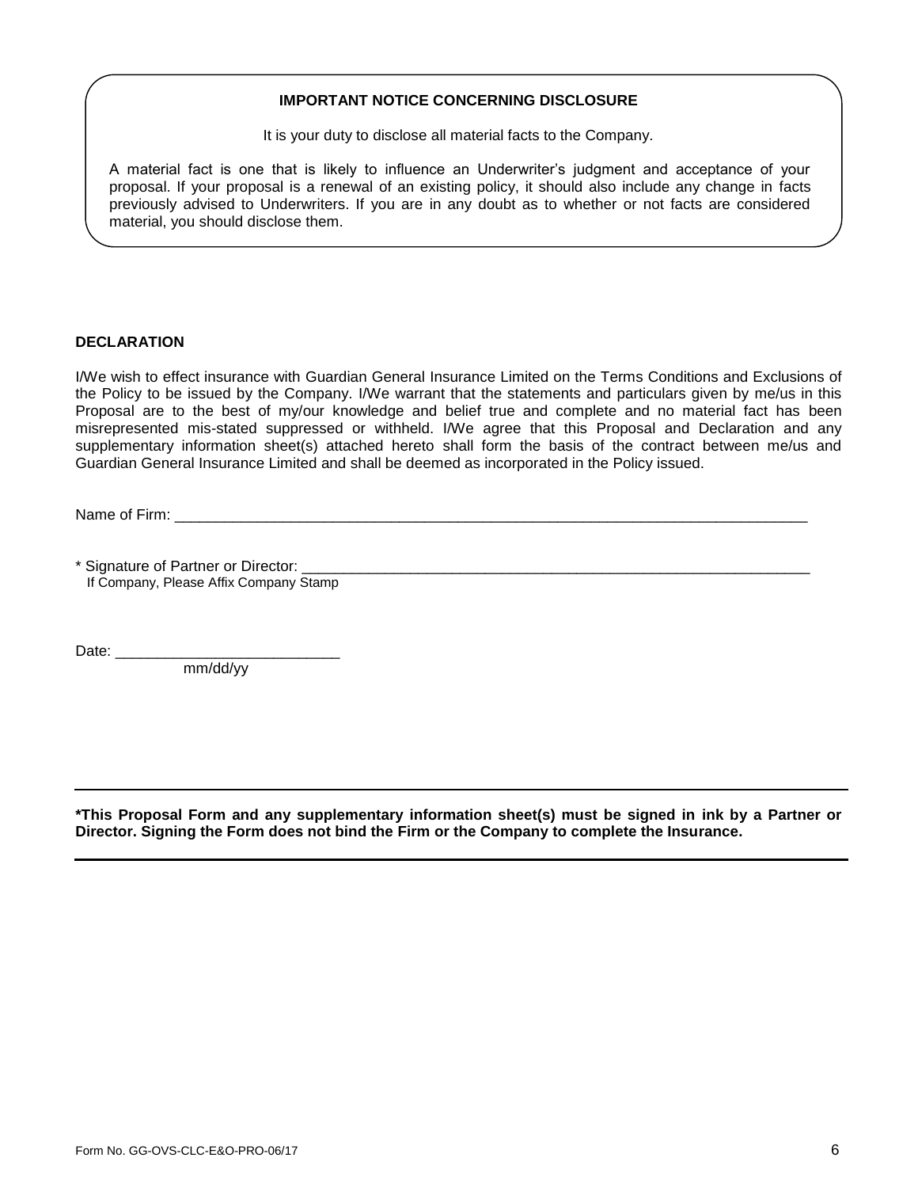**IMPORTANT NOTICE CONCERNING DISCLOSURE**

It is your duty to disclose all material facts to the Company.

A material fact is one that is likely to influence an Underwriter's judgment and acceptance of your proposal. If your proposal is a renewal of an existing policy, it should also include any change in facts previously advised to Underwriters. If you are in any doubt as to whether or not facts are considered material, you should disclose them.

**DECLARATION**

I/We wish to effect insurance with Guardian General Insurance Limited on the Terms Conditions and Exclusions of the Policy to be issued by the Company. I/We warrant that the statements and particulars given by me/us in this Proposal are to the best of my/our knowledge and belief true and complete and no material fact has been misrepresented mis-stated suppressed or withheld. I/We agree that this Proposal and Declaration and any supplementary information sheet(s) attached hereto shall form the basis of the contract between me/us and Guardian General Insurance Limited and shall be deemed as incorporated in the Policy issued.

Name of Firm: ___________________________________________________________________________

* Signature of Partner or Director: _____________________________________________________________
If Company, Please Affix Company Stamp

Date: ___________________________
mm/dd/yy

---

**\*This Proposal Form and any supplementary information sheet(s) must be signed in ink by a Partner or Director. Signing the Form does not bind the Firm or the Company to complete the Insurance.**

---

Form No. GG-OVS-CLC-E&O-PRO-06/17